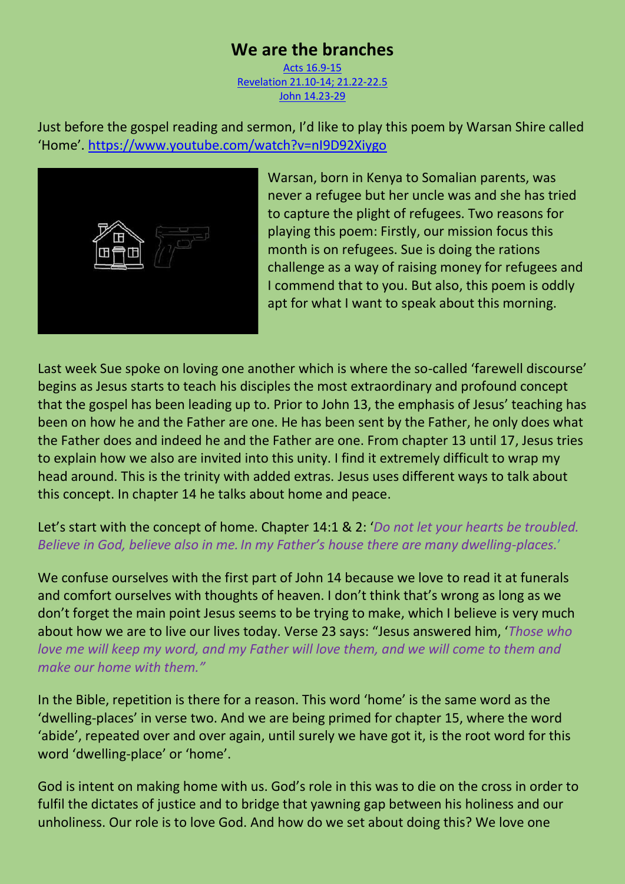# We are the branches

[Acts 16.9-15](#)
[Revelation 21.10-14; 21.22-22.5](#)
[John 14.23-29](#)

Just before the gospel reading and sermon, I'd like to play this poem by Warsan Shire called 'Home'. [https://www.youtube.com/watch?v=nI9D92Xiygo](https://www.youtube.com/watch?v=nI9D92Xiygo)

Warsan, born in Kenya to Somalian parents, was never a refugee but her uncle was and she has tried to capture the plight of refugees. Two reasons for playing this poem: Firstly, our mission focus this month is on refugees. Sue is doing the rations challenge as a way of raising money for refugees and I commend that to you. But also, this poem is oddly apt for what I want to speak about this morning.

Last week Sue spoke on loving one another which is where the so-called 'farewell discourse' begins as Jesus starts to teach his disciples the most extraordinary and profound concept that the gospel has been leading up to. Prior to John 13, the emphasis of Jesus' teaching has been on how he and the Father are one. He has been sent by the Father, he only does what the Father does and indeed he and the Father are one. From chapter 13 until 17, Jesus tries to explain how we also are invited into this unity. I find it extremely difficult to wrap my head around. This is the trinity with added extras. Jesus uses different ways to talk about this concept. In chapter 14 he talks about home and peace.

Let's start with the concept of home. Chapter 14:1 & 2: '*Do not let your hearts be troubled. Believe in God, believe also in me. In my Father's house there are many dwelling-places.*'

We confuse ourselves with the first part of John 14 because we love to read it at funerals and comfort ourselves with thoughts of heaven. I don't think that's wrong as long as we don't forget the main point Jesus seems to be trying to make, which I believe is very much about how we are to live our lives today. Verse 23 says: "Jesus answered him, '*Those who love me will keep my word, and my Father will love them, and we will come to them and make our home with them."*

In the Bible, repetition is there for a reason. This word 'home' is the same word as the 'dwelling-places' in verse two. And we are being primed for chapter 15, where the word 'abide', repeated over and over again, until surely we have got it, is the root word for this word 'dwelling-place' or 'home'.

God is intent on making home with us. God's role in this was to die on the cross in order to fulfil the dictates of justice and to bridge that yawning gap between his holiness and our unholiness. Our role is to love God. And how do we set about doing this? We love one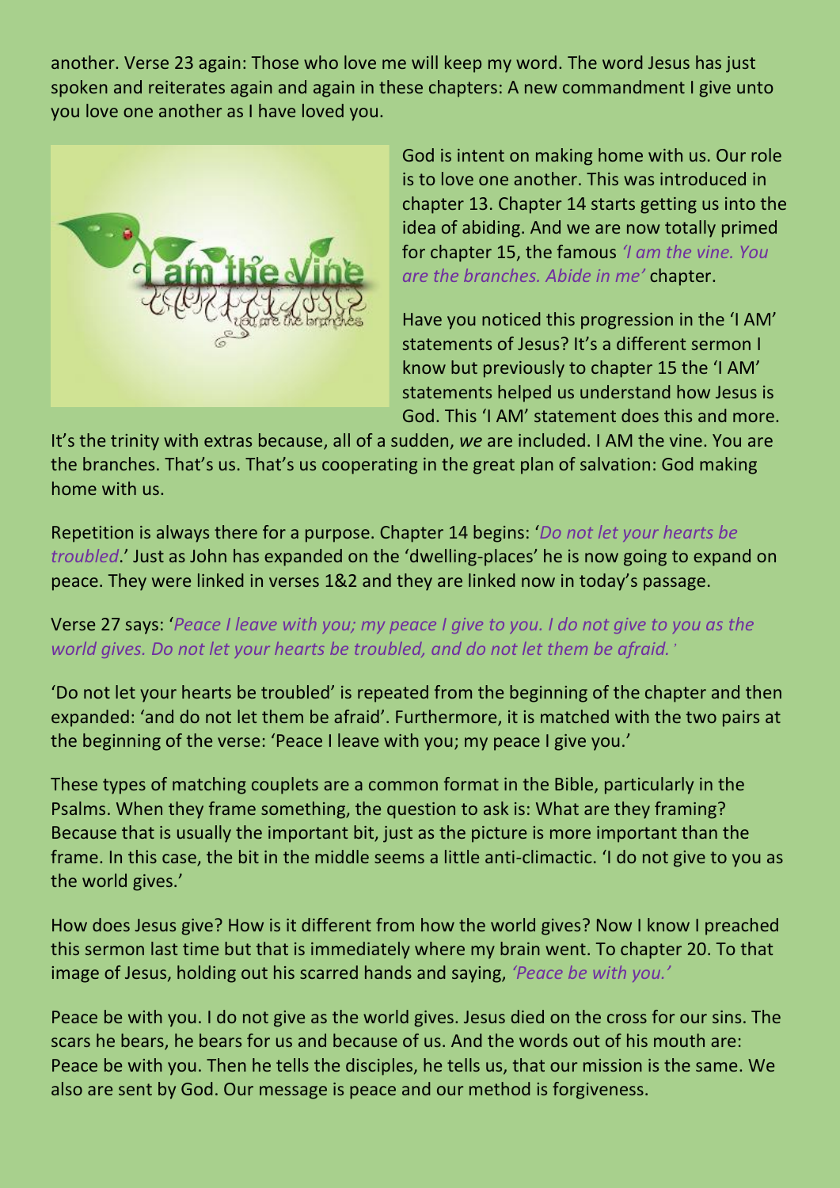another. Verse 23 again: Those who love me will keep my word. The word Jesus has just spoken and reiterates again and again in these chapters: A new commandment I give unto you love one another as I have loved you.

God is intent on making home with us. Our role is to love one another. This was introduced in chapter 13. Chapter 14 starts getting us into the idea of abiding. And we are now totally primed for chapter 15, the famous *'I am the vine. You are the branches. Abide in me'* chapter.

Have you noticed this progression in the 'I AM' statements of Jesus? It's a different sermon I know but previously to chapter 15 the 'I AM' statements helped us understand how Jesus is God. This 'I AM' statement does this and more. It's the trinity with extras because, all of a sudden, *we* are included. I AM the vine. You are the branches. That's us. That's us cooperating in the great plan of salvation: God making home with us.

Repetition is always there for a purpose. Chapter 14 begins: '*Do not let your hearts be troubled*.' Just as John has expanded on the 'dwelling-places' he is now going to expand on peace. They were linked in verses 1&2 and they are linked now in today's passage.

Verse 27 says: '*Peace I leave with you; my peace I give to you. I do not give to you as the world gives. Do not let your hearts be troubled, and do not let them be afraid.*'

'Do not let your hearts be troubled' is repeated from the beginning of the chapter and then expanded: 'and do not let them be afraid'. Furthermore, it is matched with the two pairs at the beginning of the verse: 'Peace I leave with you; my peace I give you.'

These types of matching couplets are a common format in the Bible, particularly in the Psalms. When they frame something, the question to ask is: What are they framing? Because that is usually the important bit, just as the picture is more important than the frame. In this case, the bit in the middle seems a little anti-climactic. 'I do not give to you as the world gives.'

How does Jesus give? How is it different from how the world gives? Now I know I preached this sermon last time but that is immediately where my brain went. To chapter 20. To that image of Jesus, holding out his scarred hands and saying, *'Peace be with you.'*

Peace be with you. I do not give as the world gives. Jesus died on the cross for our sins. The scars he bears, he bears for us and because of us. And the words out of his mouth are: Peace be with you. Then he tells the disciples, he tells us, that our mission is the same. We also are sent by God. Our message is peace and our method is forgiveness.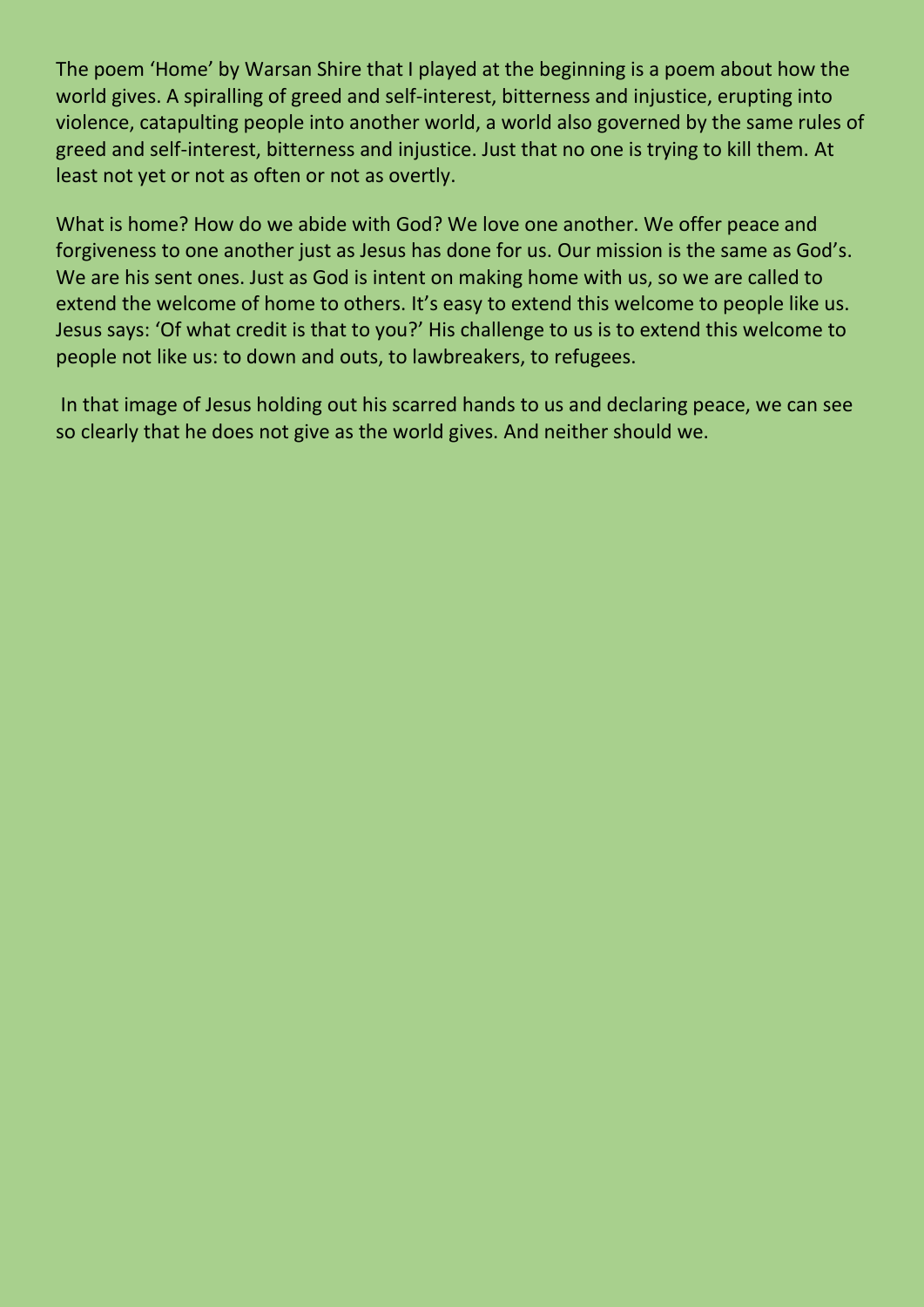The poem 'Home' by Warsan Shire that I played at the beginning is a poem about how the world gives. A spiralling of greed and self-interest, bitterness and injustice, erupting into violence, catapulting people into another world, a world also governed by the same rules of greed and self-interest, bitterness and injustice. Just that no one is trying to kill them. At least not yet or not as often or not as overtly.

What is home? How do we abide with God? We love one another. We offer peace and forgiveness to one another just as Jesus has done for us. Our mission is the same as God's. We are his sent ones. Just as God is intent on making home with us, so we are called to extend the welcome of home to others. It's easy to extend this welcome to people like us. Jesus says: 'Of what credit is that to you?' His challenge to us is to extend this welcome to people not like us: to down and outs, to lawbreakers, to refugees.

In that image of Jesus holding out his scarred hands to us and declaring peace, we can see so clearly that he does not give as the world gives. And neither should we.